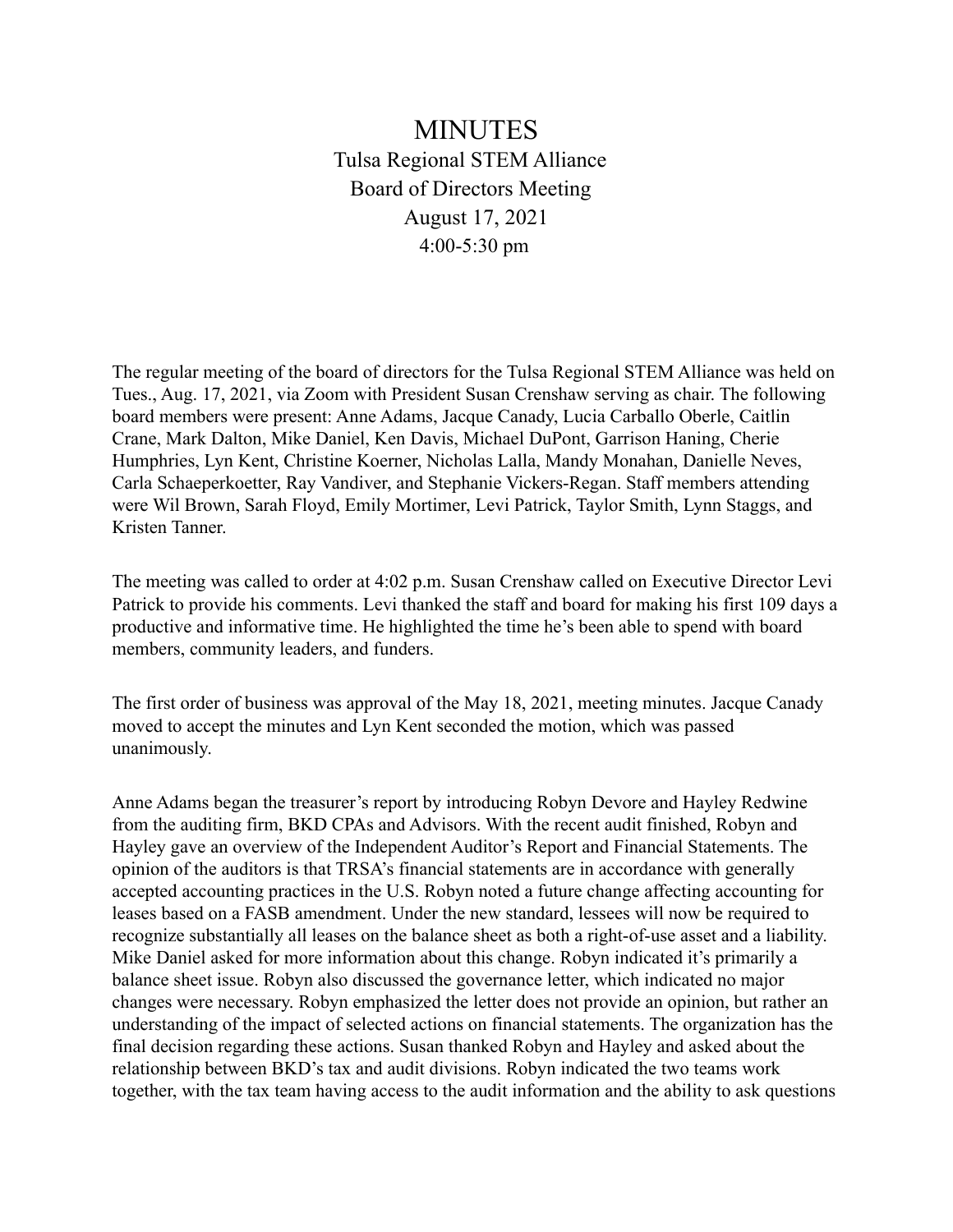# MINUTES

Tulsa Regional STEM Alliance
Board of Directors Meeting
August 17, 2021
4:00-5:30 pm

The regular meeting of the board of directors for the Tulsa Regional STEM Alliance was held on Tues., Aug. 17, 2021, via Zoom with President Susan Crenshaw serving as chair. The following board members were present: Anne Adams, Jacque Canady, Lucia Carballo Oberle, Caitlin Crane, Mark Dalton, Mike Daniel, Ken Davis, Michael DuPont, Garrison Haning, Cherie Humphries, Lyn Kent, Christine Koerner, Nicholas Lalla, Mandy Monahan, Danielle Neves, Carla Schaeperkoetter, Ray Vandiver, and Stephanie Vickers-Regan. Staff members attending were Wil Brown, Sarah Floyd, Emily Mortimer, Levi Patrick, Taylor Smith, Lynn Staggs, and Kristen Tanner.

The meeting was called to order at 4:02 p.m. Susan Crenshaw called on Executive Director Levi Patrick to provide his comments. Levi thanked the staff and board for making his first 109 days a productive and informative time. He highlighted the time he's been able to spend with board members, community leaders, and funders.

The first order of business was approval of the May 18, 2021, meeting minutes. Jacque Canady moved to accept the minutes and Lyn Kent seconded the motion, which was passed unanimously.

Anne Adams began the treasurer's report by introducing Robyn Devore and Hayley Redwine from the auditing firm, BKD CPAs and Advisors. With the recent audit finished, Robyn and Hayley gave an overview of the Independent Auditor's Report and Financial Statements. The opinion of the auditors is that TRSA's financial statements are in accordance with generally accepted accounting practices in the U.S. Robyn noted a future change affecting accounting for leases based on a FASB amendment. Under the new standard, lessees will now be required to recognize substantially all leases on the balance sheet as both a right-of-use asset and a liability. Mike Daniel asked for more information about this change. Robyn indicated it's primarily a balance sheet issue. Robyn also discussed the governance letter, which indicated no major changes were necessary. Robyn emphasized the letter does not provide an opinion, but rather an understanding of the impact of selected actions on financial statements. The organization has the final decision regarding these actions. Susan thanked Robyn and Hayley and asked about the relationship between BKD's tax and audit divisions. Robyn indicated the two teams work together, with the tax team having access to the audit information and the ability to ask questions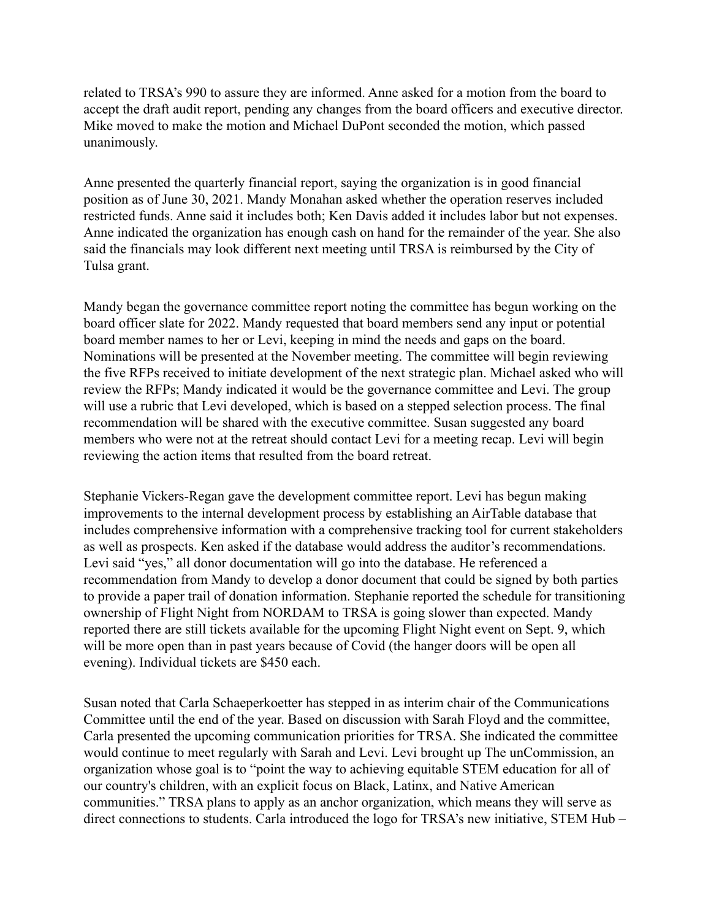related to TRSA's 990 to assure they are informed. Anne asked for a motion from the board to accept the draft audit report, pending any changes from the board officers and executive director. Mike moved to make the motion and Michael DuPont seconded the motion, which passed unanimously.

Anne presented the quarterly financial report, saying the organization is in good financial position as of June 30, 2021. Mandy Monahan asked whether the operation reserves included restricted funds. Anne said it includes both; Ken Davis added it includes labor but not expenses. Anne indicated the organization has enough cash on hand for the remainder of the year. She also said the financials may look different next meeting until TRSA is reimbursed by the City of Tulsa grant.

Mandy began the governance committee report noting the committee has begun working on the board officer slate for 2022. Mandy requested that board members send any input or potential board member names to her or Levi, keeping in mind the needs and gaps on the board. Nominations will be presented at the November meeting. The committee will begin reviewing the five RFPs received to initiate development of the next strategic plan. Michael asked who will review the RFPs; Mandy indicated it would be the governance committee and Levi. The group will use a rubric that Levi developed, which is based on a stepped selection process. The final recommendation will be shared with the executive committee. Susan suggested any board members who were not at the retreat should contact Levi for a meeting recap. Levi will begin reviewing the action items that resulted from the board retreat.

Stephanie Vickers-Regan gave the development committee report. Levi has begun making improvements to the internal development process by establishing an AirTable database that includes comprehensive information with a comprehensive tracking tool for current stakeholders as well as prospects. Ken asked if the database would address the auditor's recommendations. Levi said "yes," all donor documentation will go into the database. He referenced a recommendation from Mandy to develop a donor document that could be signed by both parties to provide a paper trail of donation information. Stephanie reported the schedule for transitioning ownership of Flight Night from NORDAM to TRSA is going slower than expected. Mandy reported there are still tickets available for the upcoming Flight Night event on Sept. 9, which will be more open than in past years because of Covid (the hanger doors will be open all evening). Individual tickets are $450 each.

Susan noted that Carla Schaeperkoetter has stepped in as interim chair of the Communications Committee until the end of the year. Based on discussion with Sarah Floyd and the committee, Carla presented the upcoming communication priorities for TRSA. She indicated the committee would continue to meet regularly with Sarah and Levi. Levi brought up The unCommission, an organization whose goal is to "point the way to achieving equitable STEM education for all of our country's children, with an explicit focus on Black, Latinx, and Native American communities." TRSA plans to apply as an anchor organization, which means they will serve as direct connections to students. Carla introduced the logo for TRSA's new initiative, STEM Hub –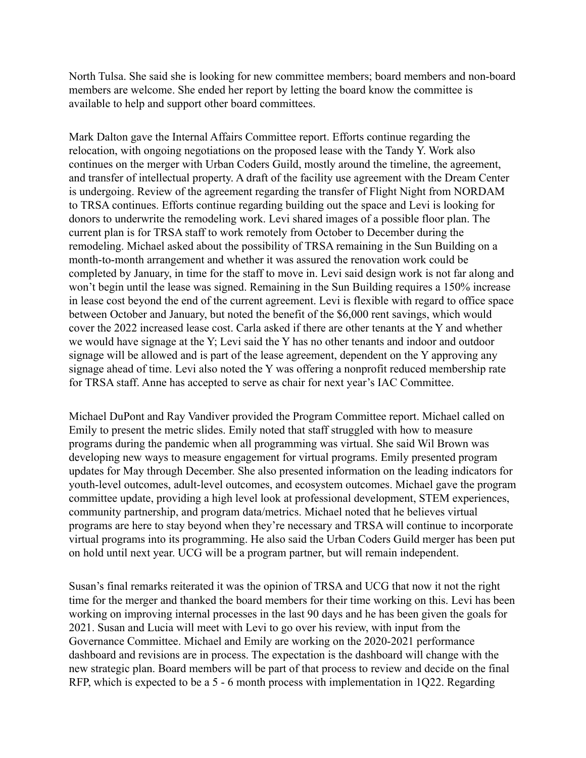North Tulsa. She said she is looking for new committee members; board members and non-board members are welcome. She ended her report by letting the board know the committee is available to help and support other board committees.

Mark Dalton gave the Internal Affairs Committee report. Efforts continue regarding the relocation, with ongoing negotiations on the proposed lease with the Tandy Y. Work also continues on the merger with Urban Coders Guild, mostly around the timeline, the agreement, and transfer of intellectual property. A draft of the facility use agreement with the Dream Center is undergoing. Review of the agreement regarding the transfer of Flight Night from NORDAM to TRSA continues. Efforts continue regarding building out the space and Levi is looking for donors to underwrite the remodeling work. Levi shared images of a possible floor plan. The current plan is for TRSA staff to work remotely from October to December during the remodeling. Michael asked about the possibility of TRSA remaining in the Sun Building on a month-to-month arrangement and whether it was assured the renovation work could be completed by January, in time for the staff to move in. Levi said design work is not far along and won't begin until the lease was signed. Remaining in the Sun Building requires a 150% increase in lease cost beyond the end of the current agreement. Levi is flexible with regard to office space between October and January, but noted the benefit of the $6,000 rent savings, which would cover the 2022 increased lease cost. Carla asked if there are other tenants at the Y and whether we would have signage at the Y; Levi said the Y has no other tenants and indoor and outdoor signage will be allowed and is part of the lease agreement, dependent on the Y approving any signage ahead of time. Levi also noted the Y was offering a nonprofit reduced membership rate for TRSA staff. Anne has accepted to serve as chair for next year's IAC Committee.

Michael DuPont and Ray Vandiver provided the Program Committee report. Michael called on Emily to present the metric slides. Emily noted that staff struggled with how to measure programs during the pandemic when all programming was virtual. She said Wil Brown was developing new ways to measure engagement for virtual programs. Emily presented program updates for May through December. She also presented information on the leading indicators for youth-level outcomes, adult-level outcomes, and ecosystem outcomes. Michael gave the program committee update, providing a high level look at professional development, STEM experiences, community partnership, and program data/metrics. Michael noted that he believes virtual programs are here to stay beyond when they're necessary and TRSA will continue to incorporate virtual programs into its programming. He also said the Urban Coders Guild merger has been put on hold until next year. UCG will be a program partner, but will remain independent.

Susan's final remarks reiterated it was the opinion of TRSA and UCG that now it not the right time for the merger and thanked the board members for their time working on this. Levi has been working on improving internal processes in the last 90 days and he has been given the goals for 2021. Susan and Lucia will meet with Levi to go over his review, with input from the Governance Committee. Michael and Emily are working on the 2020-2021 performance dashboard and revisions are in process. The expectation is the dashboard will change with the new strategic plan. Board members will be part of that process to review and decide on the final RFP, which is expected to be a 5 - 6 month process with implementation in 1Q22. Regarding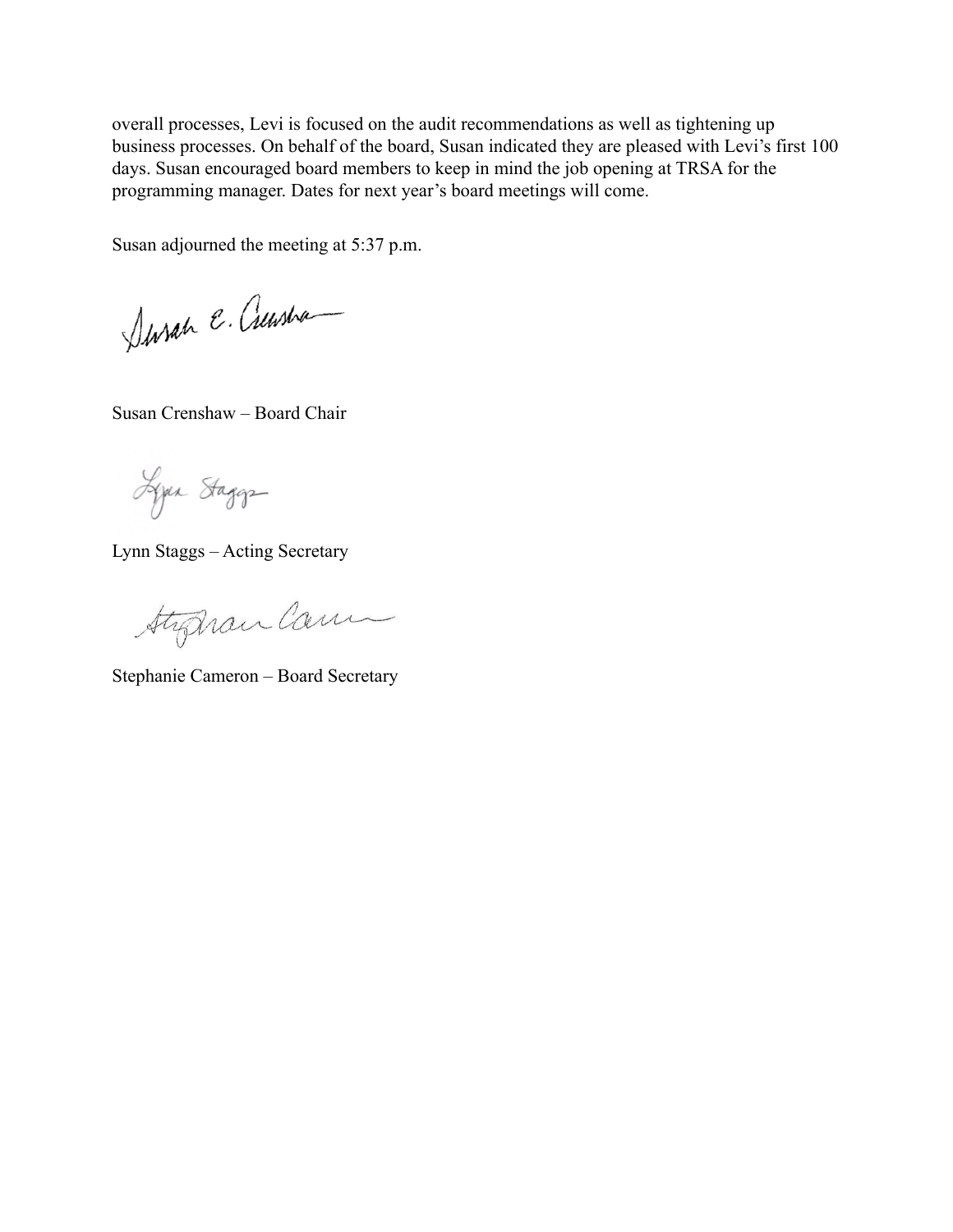overall processes, Levi is focused on the audit recommendations as well as tightening up business processes. On behalf of the board, Susan indicated they are pleased with Levi's first 100 days. Susan encouraged board members to keep in mind the job opening at TRSA for the programming manager. Dates for next year's board meetings will come.

Susan adjourned the meeting at 5:37 p.m.

Susan Crenshaw – Board Chair

Lynn Staggs – Acting Secretary

Stephanie Cameron – Board Secretary